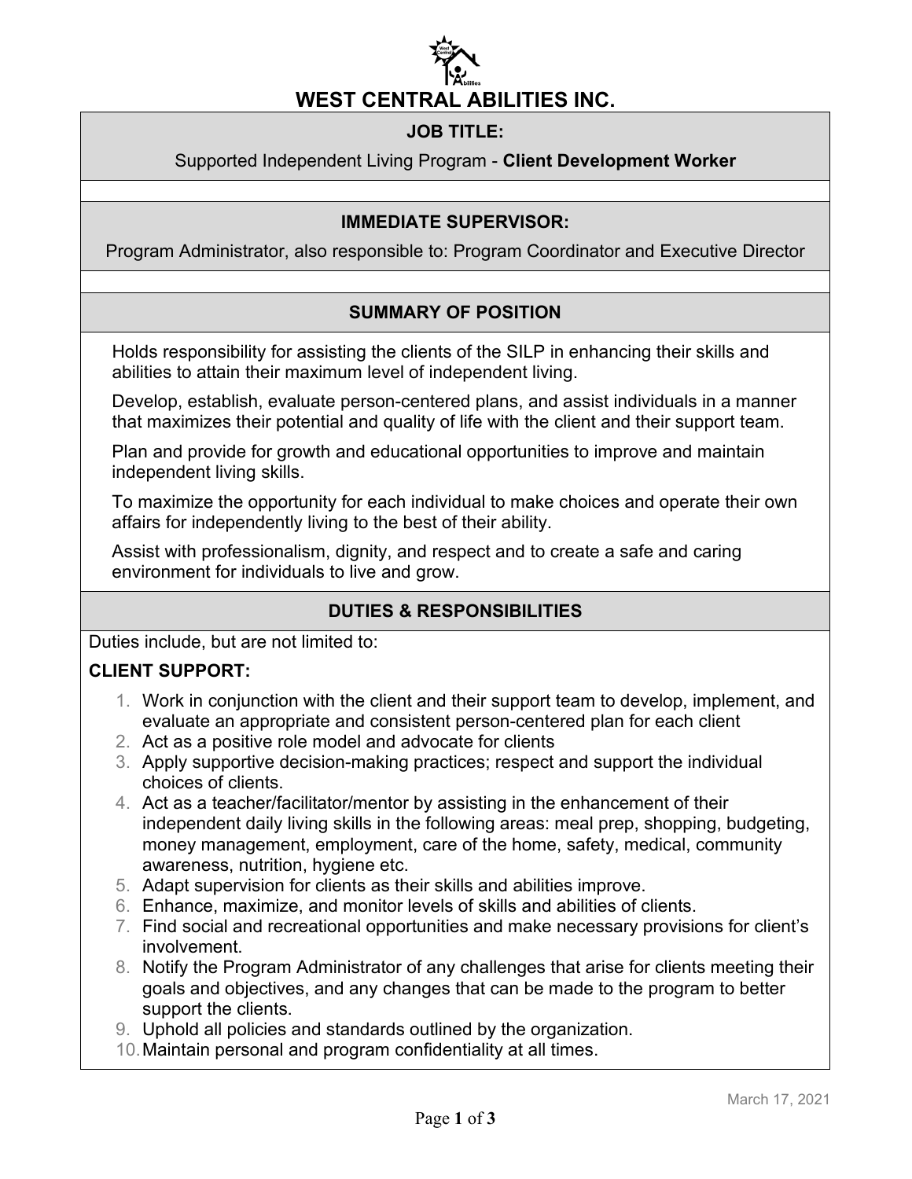# WEST CENTRAL ABILITIES INC.

## JOB TITLE:

Supported Independent Living Program - **Client Development Worker**

## IMMEDIATE SUPERVISOR:

Program Administrator, also responsible to: Program Coordinator and Executive Director

## SUMMARY OF POSITION

Holds responsibility for assisting the clients of the SILP in enhancing their skills and abilities to attain their maximum level of independent living.

Develop, establish, evaluate person-centered plans, and assist individuals in a manner that maximizes their potential and quality of life with the client and their support team.

Plan and provide for growth and educational opportunities to improve and maintain independent living skills.

To maximize the opportunity for each individual to make choices and operate their own affairs for independently living to the best of their ability.

Assist with professionalism, dignity, and respect and to create a safe and caring environment for individuals to live and grow.

## DUTIES & RESPONSIBILITIES

Duties include, but are not limited to:

**CLIENT SUPPORT:**

1. Work in conjunction with the client and their support team to develop, implement, and evaluate an appropriate and consistent person-centered plan for each client
2. Act as a positive role model and advocate for clients
3. Apply supportive decision-making practices; respect and support the individual choices of clients.
4. Act as a teacher/facilitator/mentor by assisting in the enhancement of their independent daily living skills in the following areas: meal prep, shopping, budgeting, money management, employment, care of the home, safety, medical, community awareness, nutrition, hygiene etc.
5. Adapt supervision for clients as their skills and abilities improve.
6. Enhance, maximize, and monitor levels of skills and abilities of clients.
7. Find social and recreational opportunities and make necessary provisions for client's involvement.
8. Notify the Program Administrator of any challenges that arise for clients meeting their goals and objectives, and any changes that can be made to the program to better support the clients.
9. Uphold all policies and standards outlined by the organization.
10. Maintain personal and program confidentiality at all times.

March 17, 2021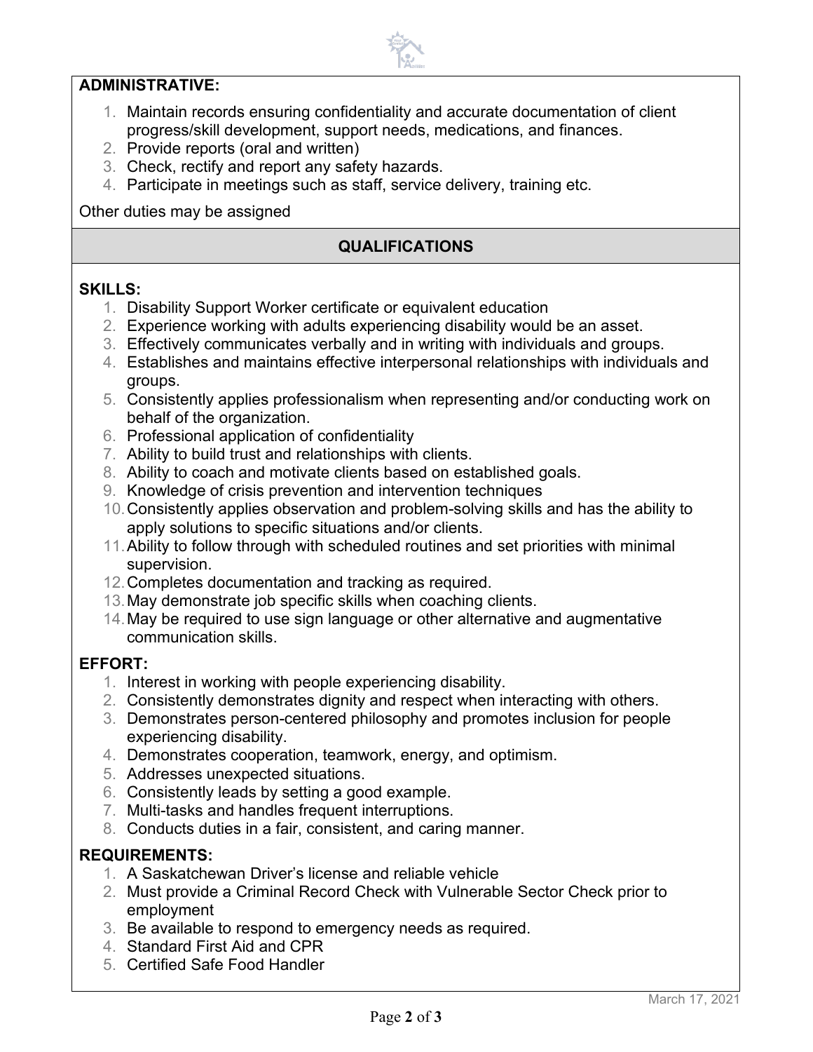**ADMINISTRATIVE:**

1. Maintain records ensuring confidentiality and accurate documentation of client progress/skill development, support needs, medications, and finances.
2. Provide reports (oral and written)
3. Check, rectify and report any safety hazards.
4. Participate in meetings such as staff, service delivery, training etc.

Other duties may be assigned

## QUALIFICATIONS

**SKILLS:**

1. Disability Support Worker certificate or equivalent education
2. Experience working with adults experiencing disability would be an asset.
3. Effectively communicates verbally and in writing with individuals and groups.
4. Establishes and maintains effective interpersonal relationships with individuals and groups.
5. Consistently applies professionalism when representing and/or conducting work on behalf of the organization.
6. Professional application of confidentiality
7. Ability to build trust and relationships with clients.
8. Ability to coach and motivate clients based on established goals.
9. Knowledge of crisis prevention and intervention techniques
10. Consistently applies observation and problem-solving skills and has the ability to apply solutions to specific situations and/or clients.
11. Ability to follow through with scheduled routines and set priorities with minimal supervision.
12. Completes documentation and tracking as required.
13. May demonstrate job specific skills when coaching clients.
14. May be required to use sign language or other alternative and augmentative communication skills.

**EFFORT:**

1. Interest in working with people experiencing disability.
2. Consistently demonstrates dignity and respect when interacting with others.
3. Demonstrates person-centered philosophy and promotes inclusion for people experiencing disability.
4. Demonstrates cooperation, teamwork, energy, and optimism.
5. Addresses unexpected situations.
6. Consistently leads by setting a good example.
7. Multi-tasks and handles frequent interruptions.
8. Conducts duties in a fair, consistent, and caring manner.

**REQUIREMENTS:**

1. A Saskatchewan Driver's license and reliable vehicle
2. Must provide a Criminal Record Check with Vulnerable Sector Check prior to employment
3. Be available to respond to emergency needs as required.
4. Standard First Aid and CPR
5. Certified Safe Food Handler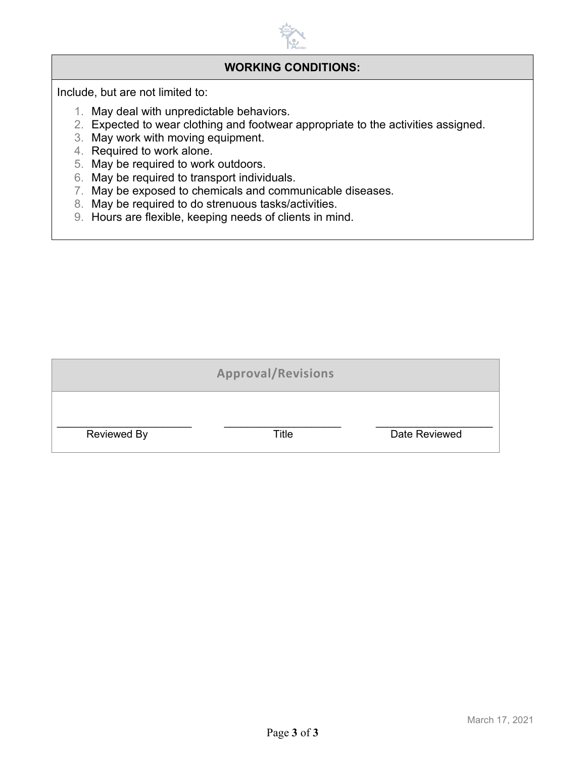## WORKING CONDITIONS:

Include, but are not limited to:

1. May deal with unpredictable behaviors.
2. Expected to wear clothing and footwear appropriate to the activities assigned.
3. May work with moving equipment.
4. Required to work alone.
5. May be required to work outdoors.
6. May be required to transport individuals.
7. May be exposed to chemicals and communicable diseases.
8. May be required to do strenuous tasks/activities.
9. Hours are flexible, keeping needs of clients in mind.

## Approval/Revisions

| ______________________ | ____________________ | ____________________ |
|---|---|---|
| Reviewed By | Title | Date Reviewed |

March 17, 2021